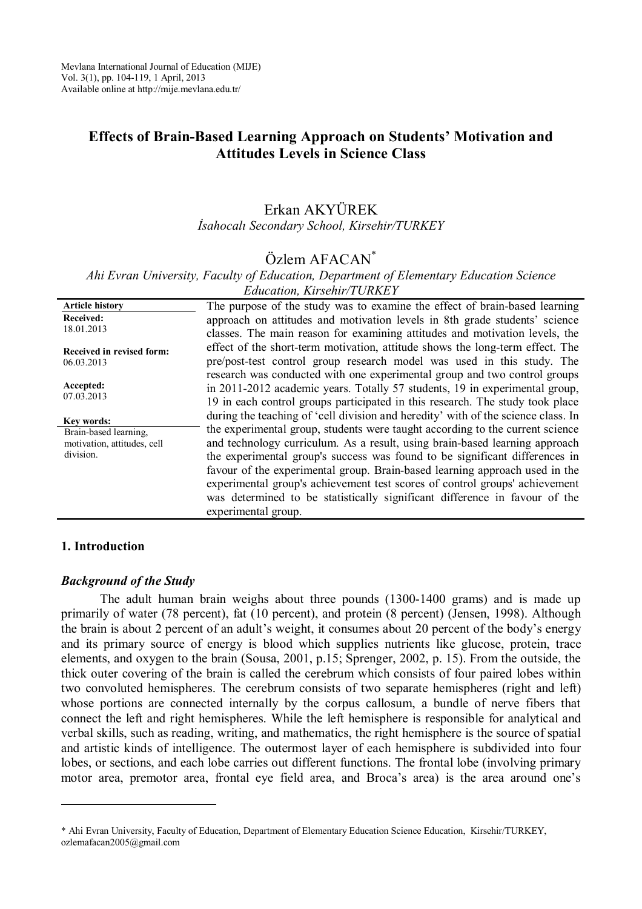Mevlana International Journal of Education (MIJE)
Vol. 3(1), pp. 104-119, 1 April, 2013
Available online at http://mije.mevlana.edu.tr/

# Effects of Brain-Based Learning Approach on Students' Motivation and Attitudes Levels in Science Class

Erkan AKYÜREK

*İsahocalı Secondary School, Kirsehir/TURKEY*

Özlem AFACAN[*]

*Ahi Evran University, Faculty of Education, Department of Elementary Education Science Education, Kirsehir/TURKEY*

**Article history**

**Received:** 18.01.2013

**Received in revised form:** 06.03.2013

**Accepted:** 07.03.2013

**Key words:** Brain-based learning, motivation, attitudes, cell division.

The purpose of the study was to examine the effect of brain-based learning approach on attitudes and motivation levels in 8th grade students' science classes. The main reason for examining attitudes and motivation levels, the effect of the short-term motivation, attitude shows the long-term effect. The pre/post-test control group research model was used in this study. The research was conducted with one experimental group and two control groups in 2011-2012 academic years. Totally 57 students, 19 in experimental group, 19 in each control groups participated in this research. The study took place during the teaching of 'cell division and heredity' with of the science class. In the experimental group, students were taught according to the current science and technology curriculum. As a result, using brain-based learning approach the experimental group's success was found to be significant differences in favour of the experimental group. Brain-based learning approach used in the experimental group's achievement test scores of control groups' achievement was determined to be statistically significant difference in favour of the experimental group.

## 1. Introduction

### *Background of the Study*

The adult human brain weighs about three pounds (1300-1400 grams) and is made up primarily of water (78 percent), fat (10 percent), and protein (8 percent) (Jensen, 1998). Although the brain is about 2 percent of an adult's weight, it consumes about 20 percent of the body's energy and its primary source of energy is blood which supplies nutrients like glucose, protein, trace elements, and oxygen to the brain (Sousa, 2001, p.15; Sprenger, 2002, p. 15). From the outside, the thick outer covering of the brain is called the cerebrum which consists of four paired lobes within two convoluted hemispheres. The cerebrum consists of two separate hemispheres (right and left) whose portions are connected internally by the corpus callosum, a bundle of nerve fibers that connect the left and right hemispheres. While the left hemisphere is responsible for analytical and verbal skills, such as reading, writing, and mathematics, the right hemisphere is the source of spatial and artistic kinds of intelligence. The outermost layer of each hemisphere is subdivided into four lobes, or sections, and each lobe carries out different functions. The frontal lobe (involving primary motor area, premotor area, frontal eye field area, and Broca's area) is the area around one's

---

[*] Ahi Evran University, Faculty of Education, Department of Elementary Education Science Education, Kirsehir/TURKEY, ozlemafacan2005@gmail.com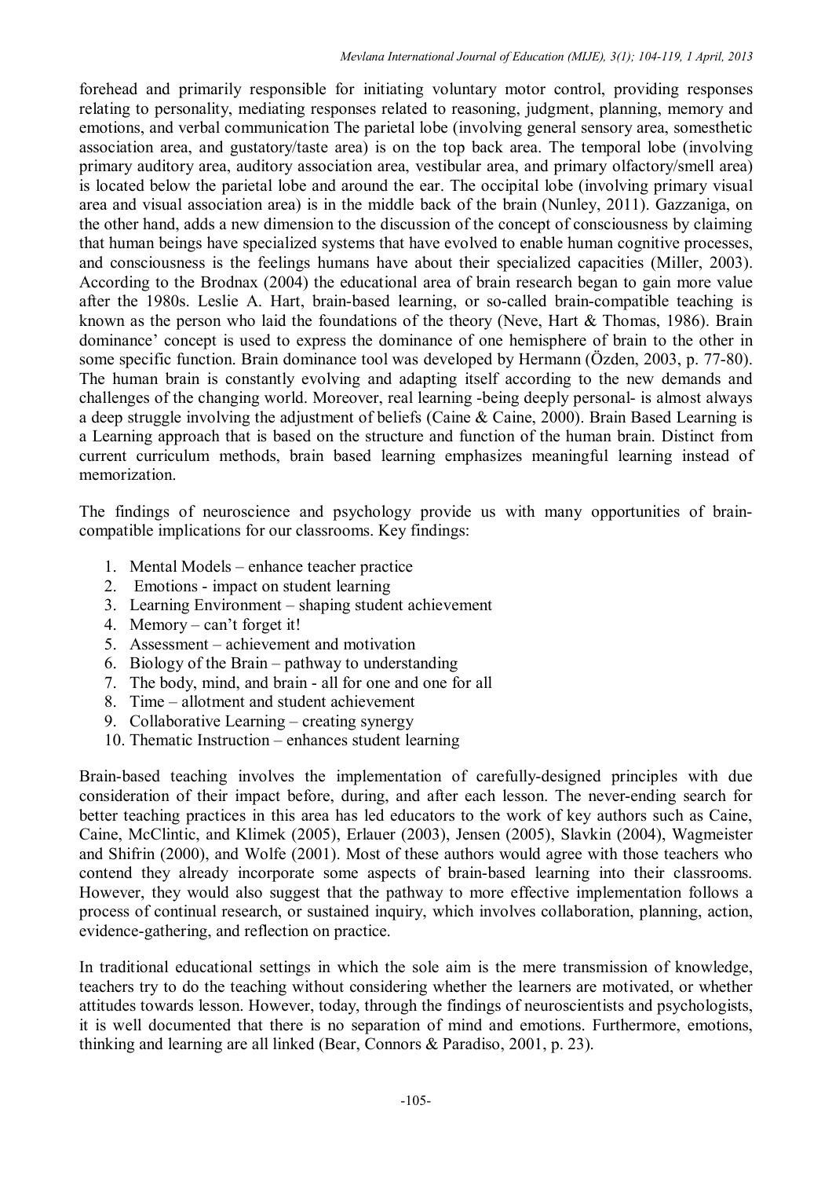forehead and primarily responsible for initiating voluntary motor control, providing responses relating to personality, mediating responses related to reasoning, judgment, planning, memory and emotions, and verbal communication The parietal lobe (involving general sensory area, somesthetic association area, and gustatory/taste area) is on the top back area. The temporal lobe (involving primary auditory area, auditory association area, vestibular area, and primary olfactory/smell area) is located below the parietal lobe and around the ear. The occipital lobe (involving primary visual area and visual association area) is in the middle back of the brain (Nunley, 2011). Gazzaniga, on the other hand, adds a new dimension to the discussion of the concept of consciousness by claiming that human beings have specialized systems that have evolved to enable human cognitive processes, and consciousness is the feelings humans have about their specialized capacities (Miller, 2003). According to the Brodnax (2004) the educational area of brain research began to gain more value after the 1980s. Leslie A. Hart, brain-based learning, or so-called brain-compatible teaching is known as the person who laid the foundations of the theory (Neve, Hart & Thomas, 1986). Brain dominance' concept is used to express the dominance of one hemisphere of brain to the other in some specific function. Brain dominance tool was developed by Hermann (Özden, 2003, p. 77-80). The human brain is constantly evolving and adapting itself according to the new demands and challenges of the changing world. Moreover, real learning -being deeply personal- is almost always a deep struggle involving the adjustment of beliefs (Caine & Caine, 2000). Brain Based Learning is a Learning approach that is based on the structure and function of the human brain. Distinct from current curriculum methods, brain based learning emphasizes meaningful learning instead of memorization.

The findings of neuroscience and psychology provide us with many opportunities of brain-compatible implications for our classrooms. Key findings:

1. Mental Models – enhance teacher practice
2. Emotions - impact on student learning
3. Learning Environment – shaping student achievement
4. Memory – can't forget it!
5. Assessment – achievement and motivation
6. Biology of the Brain – pathway to understanding
7. The body, mind, and brain - all for one and one for all
8. Time – allotment and student achievement
9. Collaborative Learning – creating synergy
10. Thematic Instruction – enhances student learning

Brain-based teaching involves the implementation of carefully-designed principles with due consideration of their impact before, during, and after each lesson. The never-ending search for better teaching practices in this area has led educators to the work of key authors such as Caine, Caine, McClintic, and Klimek (2005), Erlauer (2003), Jensen (2005), Slavkin (2004), Wagmeister and Shifrin (2000), and Wolfe (2001). Most of these authors would agree with those teachers who contend they already incorporate some aspects of brain-based learning into their classrooms. However, they would also suggest that the pathway to more effective implementation follows a process of continual research, or sustained inquiry, which involves collaboration, planning, action, evidence-gathering, and reflection on practice.

In traditional educational settings in which the sole aim is the mere transmission of knowledge, teachers try to do the teaching without considering whether the learners are motivated, or whether attitudes towards lesson. However, today, through the findings of neuroscientists and psychologists, it is well documented that there is no separation of mind and emotions. Furthermore, emotions, thinking and learning are all linked (Bear, Connors & Paradiso, 2001, p. 23).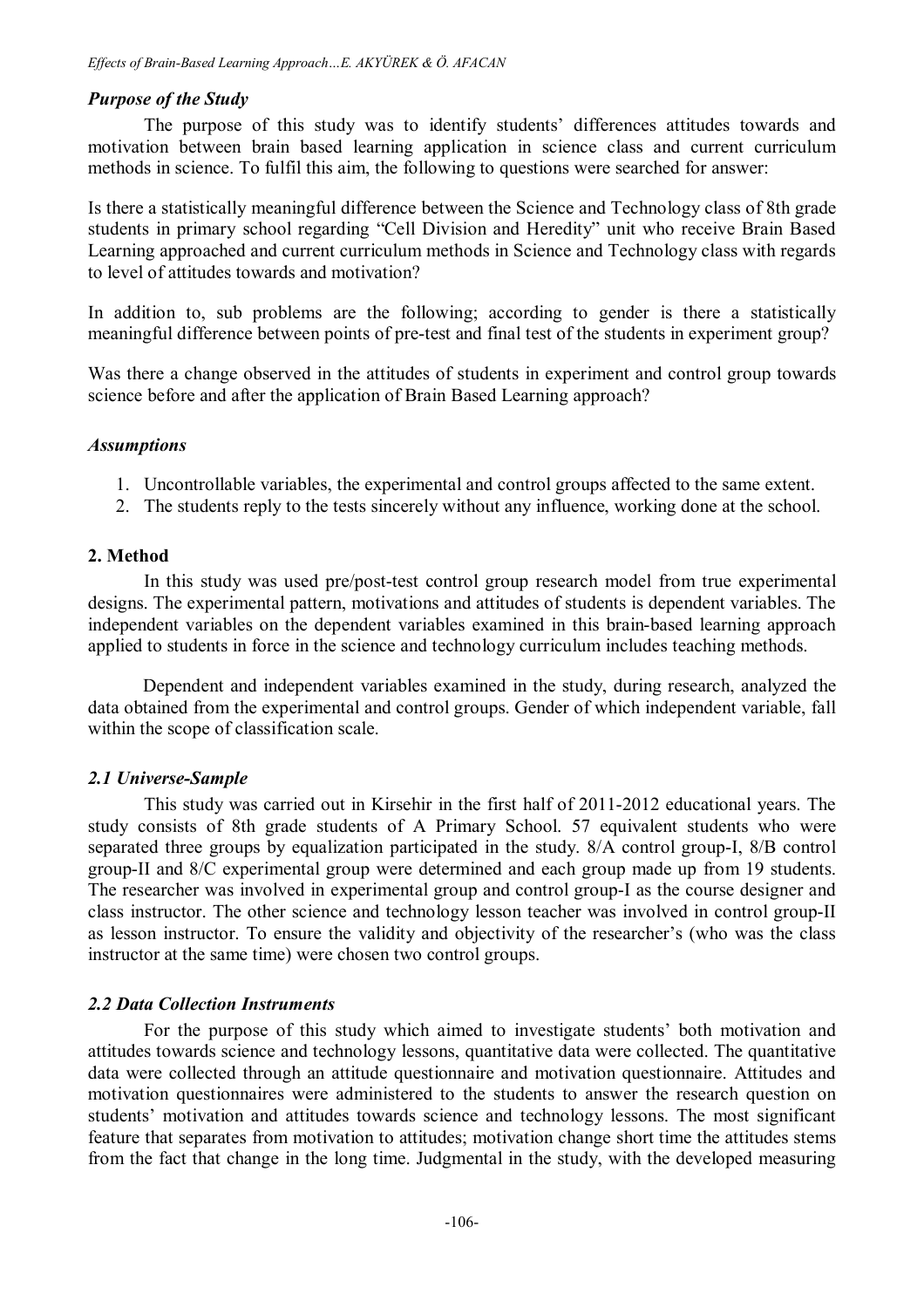### *Purpose of the Study*

The purpose of this study was to identify students' differences attitudes towards and motivation between brain based learning application in science class and current curriculum methods in science. To fulfil this aim, the following to questions were searched for answer:

Is there a statistically meaningful difference between the Science and Technology class of 8th grade students in primary school regarding "Cell Division and Heredity" unit who receive Brain Based Learning approached and current curriculum methods in Science and Technology class with regards to level of attitudes towards and motivation?

In addition to, sub problems are the following; according to gender is there a statistically meaningful difference between points of pre-test and final test of the students in experiment group?

Was there a change observed in the attitudes of students in experiment and control group towards science before and after the application of Brain Based Learning approach?

### *Assumptions*

1. Uncontrollable variables, the experimental and control groups affected to the same extent.
2. The students reply to the tests sincerely without any influence, working done at the school.

## 2. Method

In this study was used pre/post-test control group research model from true experimental designs. The experimental pattern, motivations and attitudes of students is dependent variables. The independent variables on the dependent variables examined in this brain-based learning approach applied to students in force in the science and technology curriculum includes teaching methods.

Dependent and independent variables examined in the study, during research, analyzed the data obtained from the experimental and control groups. Gender of which independent variable, fall within the scope of classification scale.

### *2.1 Universe-Sample*

This study was carried out in Kirsehir in the first half of 2011-2012 educational years. The study consists of 8th grade students of A Primary School. 57 equivalent students who were separated three groups by equalization participated in the study. 8/A control group-I, 8/B control group-II and 8/C experimental group were determined and each group made up from 19 students. The researcher was involved in experimental group and control group-I as the course designer and class instructor. The other science and technology lesson teacher was involved in control group-II as lesson instructor. To ensure the validity and objectivity of the researcher's (who was the class instructor at the same time) were chosen two control groups.

### *2.2 Data Collection Instruments*

For the purpose of this study which aimed to investigate students' both motivation and attitudes towards science and technology lessons, quantitative data were collected. The quantitative data were collected through an attitude questionnaire and motivation questionnaire. Attitudes and motivation questionnaires were administered to the students to answer the research question on students' motivation and attitudes towards science and technology lessons. The most significant feature that separates from motivation to attitudes; motivation change short time the attitudes stems from the fact that change in the long time. Judgmental in the study, with the developed measuring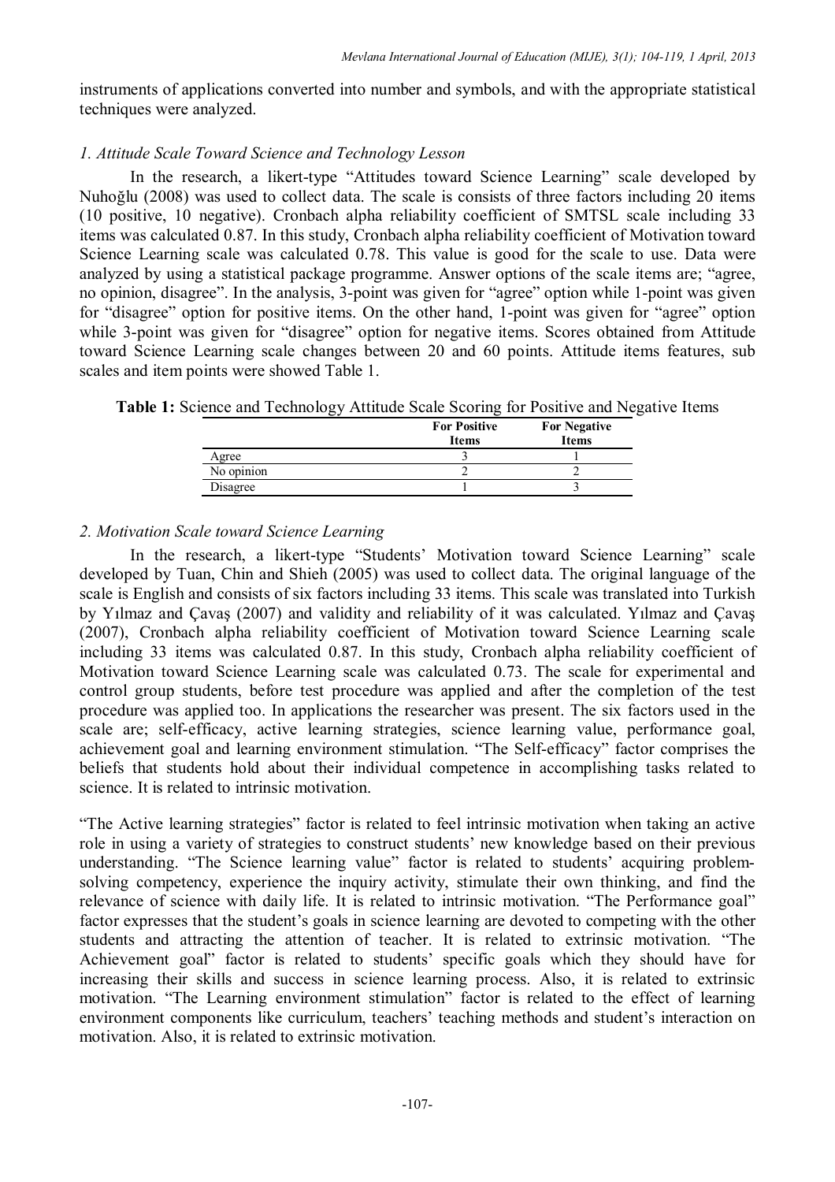instruments of applications converted into number and symbols, and with the appropriate statistical techniques were analyzed.

### *1. Attitude Scale Toward Science and Technology Lesson*

In the research, a likert-type "Attitudes toward Science Learning" scale developed by Nuhoğlu (2008) was used to collect data. The scale is consists of three factors including 20 items (10 positive, 10 negative). Cronbach alpha reliability coefficient of SMTSL scale including 33 items was calculated 0.87. In this study, Cronbach alpha reliability coefficient of Motivation toward Science Learning scale was calculated 0.78. This value is good for the scale to use. Data were analyzed by using a statistical package programme. Answer options of the scale items are; "agree, no opinion, disagree". In the analysis, 3-point was given for "agree" option while 1-point was given for "disagree" option for positive items. On the other hand, 1-point was given for "agree" option while 3-point was given for "disagree" option for negative items. Scores obtained from Attitude toward Science Learning scale changes between 20 and 60 points. Attitude items features, sub scales and item points were showed Table 1.

**Table 1:** Science and Technology Attitude Scale Scoring for Positive and Negative Items

| | For Positive Items | For Negative Items |
|---|---|---|
| Agree | 3 | 1 |
| No opinion | 2 | 2 |
| Disagree | 1 | 3 |

### *2. Motivation Scale toward Science Learning*

In the research, a likert-type "Students' Motivation toward Science Learning" scale developed by Tuan, Chin and Shieh (2005) was used to collect data. The original language of the scale is English and consists of six factors including 33 items. This scale was translated into Turkish by Yılmaz and Çavaş (2007) and validity and reliability of it was calculated. Yılmaz and Çavaş (2007), Cronbach alpha reliability coefficient of Motivation toward Science Learning scale including 33 items was calculated 0.87. In this study, Cronbach alpha reliability coefficient of Motivation toward Science Learning scale was calculated 0.73. The scale for experimental and control group students, before test procedure was applied and after the completion of the test procedure was applied too. In applications the researcher was present. The six factors used in the scale are; self-efficacy, active learning strategies, science learning value, performance goal, achievement goal and learning environment stimulation. "The Self-efficacy" factor comprises the beliefs that students hold about their individual competence in accomplishing tasks related to science. It is related to intrinsic motivation.

"The Active learning strategies" factor is related to feel intrinsic motivation when taking an active role in using a variety of strategies to construct students' new knowledge based on their previous understanding. "The Science learning value" factor is related to students' acquiring problem-solving competency, experience the inquiry activity, stimulate their own thinking, and find the relevance of science with daily life. It is related to intrinsic motivation. "The Performance goal" factor expresses that the student's goals in science learning are devoted to competing with the other students and attracting the attention of teacher. It is related to extrinsic motivation. "The Achievement goal" factor is related to students' specific goals which they should have for increasing their skills and success in science learning process. Also, it is related to extrinsic motivation. "The Learning environment stimulation" factor is related to the effect of learning environment components like curriculum, teachers' teaching methods and student's interaction on motivation. Also, it is related to extrinsic motivation.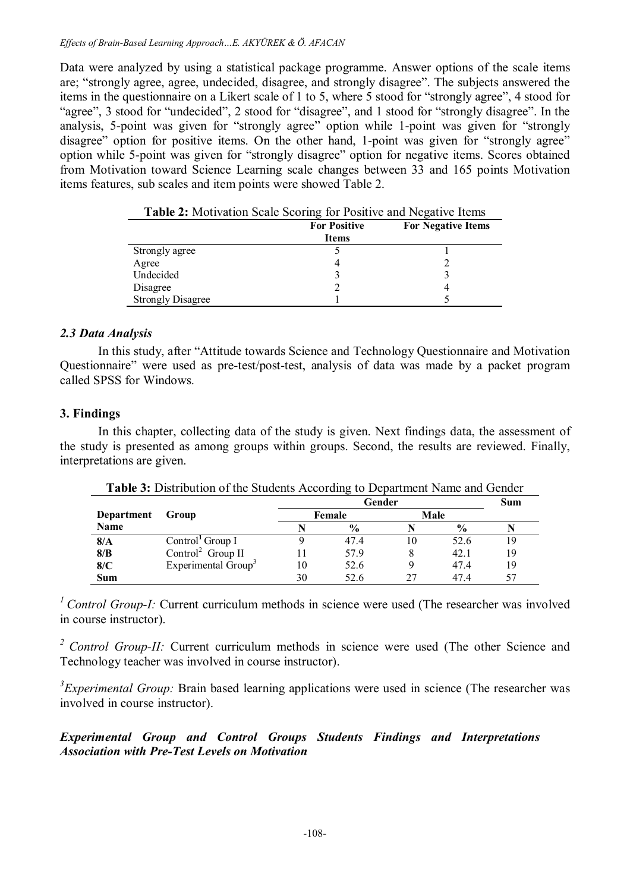Data were analyzed by using a statistical package programme. Answer options of the scale items are; "strongly agree, agree, undecided, disagree, and strongly disagree". The subjects answered the items in the questionnaire on a Likert scale of 1 to 5, where 5 stood for "strongly agree", 4 stood for "agree", 3 stood for "undecided", 2 stood for "disagree", and 1 stood for "strongly disagree". In the analysis, 5-point was given for "strongly agree" option while 1-point was given for "strongly disagree" option for positive items. On the other hand, 1-point was given for "strongly agree" option while 5-point was given for "strongly disagree" option for negative items. Scores obtained from Motivation toward Science Learning scale changes between 33 and 165 points Motivation items features, sub scales and item points were showed Table 2.

**Table 2:** Motivation Scale Scoring for Positive and Negative Items

| | For Positive Items | For Negative Items |
|---|---|---|
| Strongly agree | 5 | 1 |
| Agree | 4 | 2 |
| Undecided | 3 | 3 |
| Disagree | 2 | 4 |
| Strongly Disagree | 1 | 5 |

### *2.3 Data Analysis*

In this study, after "Attitude towards Science and Technology Questionnaire and Motivation Questionnaire" were used as pre-test/post-test, analysis of data was made by a packet program called SPSS for Windows.

## 3. Findings

In this chapter, collecting data of the study is given. Next findings data, the assessment of the study is presented as among groups within groups. Second, the results are reviewed. Finally, interpretations are given.

**Table 3:** Distribution of the Students According to Department Name and Gender

| Department Name | Group | Gender | | | | Sum |
|---|---|---|---|---|---|---|
| | | Female | | Male | | |
| | | N | % | N | % | N |
| **8/A** | Control[1] Group I | 9 | 47.4 | 10 | 52.6 | 19 |
| **8/B** | Control[2] Group II | 11 | 57.9 | 8 | 42.1 | 19 |
| **8/C** | Experimental Group[3] | 10 | 52.6 | 9 | 47.4 | 19 |
| **Sum** | | 30 | 52.6 | 27 | 47.4 | 57 |

[1] *Control Group-I:* Current curriculum methods in science were used (The researcher was involved in course instructor).

[2] *Control Group-II:* Current curriculum methods in science were used (The other Science and Technology teacher was involved in course instructor).

[3] *Experimental Group:* Brain based learning applications were used in science (The researcher was involved in course instructor).

***Experimental Group and Control Groups Students Findings and Interpretations Association with Pre-Test Levels on Motivation***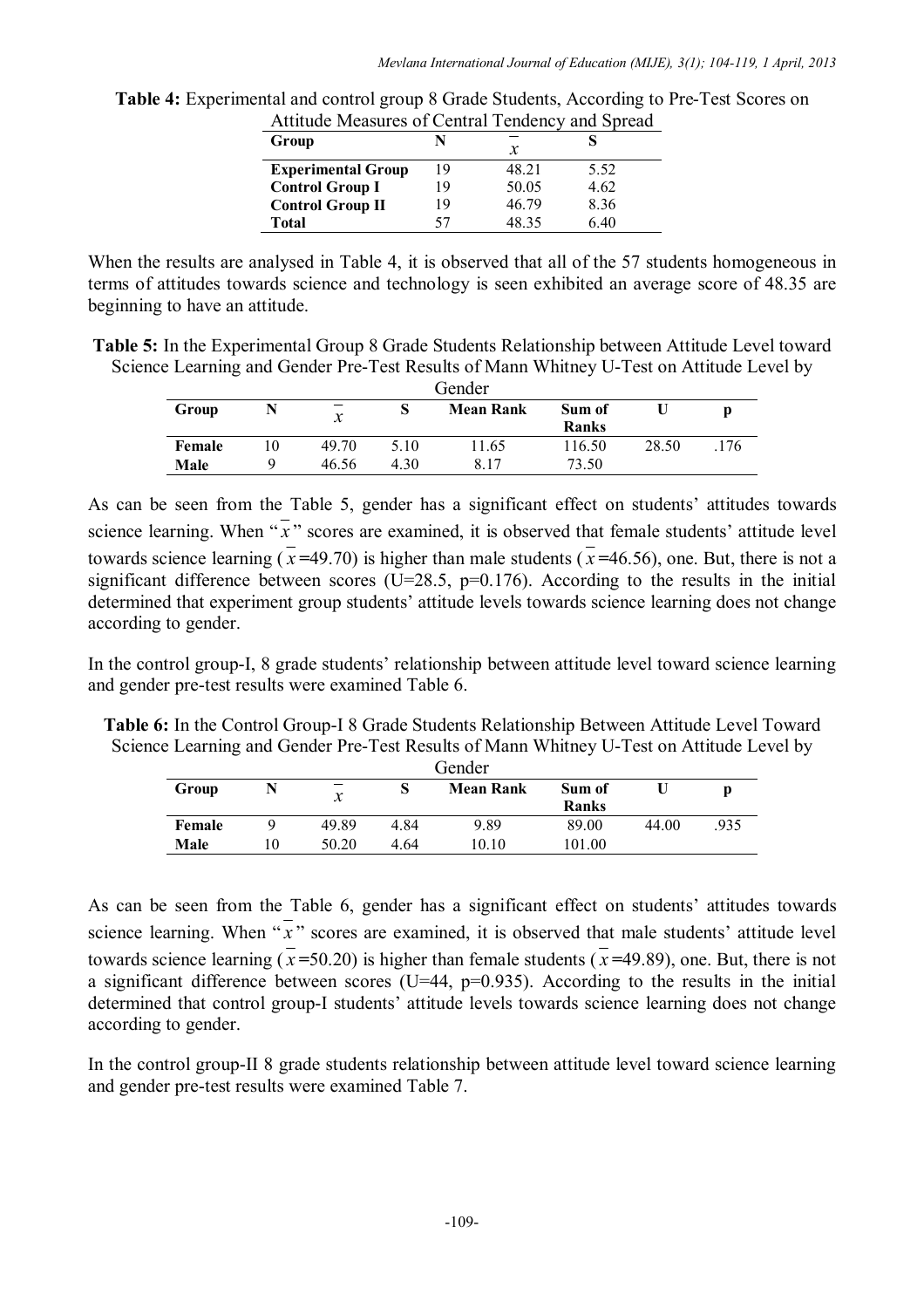**Table 4:** Experimental and control group 8 Grade Students, According to Pre-Test Scores on Attitude Measures of Central Tendency and Spread

| Group | N | $\bar{x}$ | S |
|---|---|---|---|
| **Experimental Group** | 19 | 48.21 | 5.52 |
| **Control Group I** | 19 | 50.05 | 4.62 |
| **Control Group II** | 19 | 46.79 | 8.36 |
| **Total** | 57 | 48.35 | 6.40 |

When the results are analysed in Table 4, it is observed that all of the 57 students homogeneous in terms of attitudes towards science and technology is seen exhibited an average score of 48.35 are beginning to have an attitude.

**Table 5:** In the Experimental Group 8 Grade Students Relationship between Attitude Level toward Science Learning and Gender Pre-Test Results of Mann Whitney U-Test on Attitude Level by Gender

| Group | N | $\bar{x}$ | S | Mean Rank | Sum of Ranks | U | p |
|---|---|---|---|---|---|---|---|
| **Female** | 10 | 49.70 | 5.10 | 11.65 | 116.50 | 28.50 | .176 |
| **Male** | 9 | 46.56 | 4.30 | 8.17 | 73.50 | | |

As can be seen from the Table 5, gender has a significant effect on students' attitudes towards science learning. When "$\bar{x}$" scores are examined, it is observed that female students' attitude level towards science learning ($\bar{x}$=49.70) is higher than male students ($\bar{x}$=46.56), one. But, there is not a significant difference between scores (U=28.5, p=0.176). According to the results in the initial determined that experiment group students' attitude levels towards science learning does not change according to gender.

In the control group-I, 8 grade students' relationship between attitude level toward science learning and gender pre-test results were examined Table 6.

**Table 6:** In the Control Group-I 8 Grade Students Relationship Between Attitude Level Toward Science Learning and Gender Pre-Test Results of Mann Whitney U-Test on Attitude Level by Gender

| Group | N | $\bar{x}$ | S | Mean Rank | Sum of Ranks | U | p |
|---|---|---|---|---|---|---|---|
| **Female** | 9 | 49.89 | 4.84 | 9.89 | 89.00 | 44.00 | .935 |
| **Male** | 10 | 50.20 | 4.64 | 10.10 | 101.00 | | |

As can be seen from the Table 6, gender has a significant effect on students' attitudes towards science learning. When "$\bar{x}$" scores are examined, it is observed that male students' attitude level towards science learning ($\bar{x}$=50.20) is higher than female students ($\bar{x}$=49.89), one. But, there is not a significant difference between scores (U=44, p=0.935). According to the results in the initial determined that control group-I students' attitude levels towards science learning does not change according to gender.

In the control group-II 8 grade students relationship between attitude level toward science learning and gender pre-test results were examined Table 7.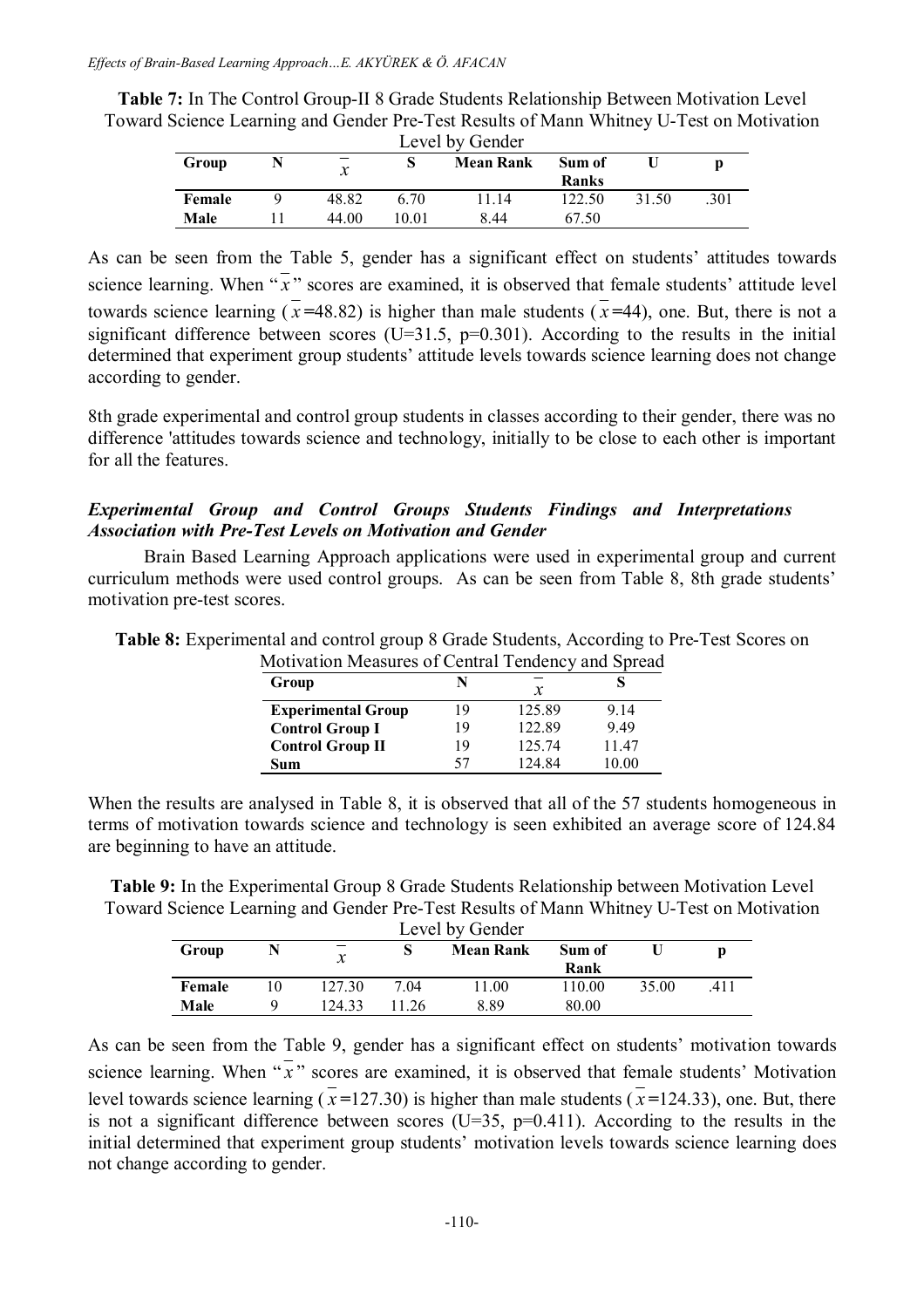**Table 7:** In The Control Group-II 8 Grade Students Relationship Between Motivation Level Toward Science Learning and Gender Pre-Test Results of Mann Whitney U-Test on Motivation Level by Gender

| Group | N | $\bar{x}$ | S | Mean Rank | Sum of Ranks | U | p |
|---|---|---|---|---|---|---|---|
| Female | 9 | 48.82 | 6.70 | 11.14 | 122.50 | 31.50 | .301 |
| Male | 11 | 44.00 | 10.01 | 8.44 | 67.50 | | |

As can be seen from the Table 5, gender has a significant effect on students' attitudes towards science learning. When "$\bar{x}$" scores are examined, it is observed that female students' attitude level towards science learning ($\bar{x}$=48.82) is higher than male students ($\bar{x}$=44), one. But, there is not a significant difference between scores (U=31.5, p=0.301). According to the results in the initial determined that experiment group students' attitude levels towards science learning does not change according to gender.

8th grade experimental and control group students in classes according to their gender, there was no difference 'attitudes towards science and technology, initially to be close to each other is important for all the features.

### *Experimental Group and Control Groups Students Findings and Interpretations Association with Pre-Test Levels on Motivation and Gender*

Brain Based Learning Approach applications were used in experimental group and current curriculum methods were used control groups. As can be seen from Table 8, 8th grade students' motivation pre-test scores.

**Table 8:** Experimental and control group 8 Grade Students, According to Pre-Test Scores on Motivation Measures of Central Tendency and Spread

| Group | N | $\bar{x}$ | S |
|---|---|---|---|
| **Experimental Group** | 19 | 125.89 | 9.14 |
| **Control Group I** | 19 | 122.89 | 9.49 |
| **Control Group II** | 19 | 125.74 | 11.47 |
| **Sum** | 57 | 124.84 | 10.00 |

When the results are analysed in Table 8, it is observed that all of the 57 students homogeneous in terms of motivation towards science and technology is seen exhibited an average score of 124.84 are beginning to have an attitude.

**Table 9:** In the Experimental Group 8 Grade Students Relationship between Motivation Level Toward Science Learning and Gender Pre-Test Results of Mann Whitney U-Test on Motivation Level by Gender

| Group | N | $\bar{x}$ | S | Mean Rank | Sum of Rank | U | p |
|---|---|---|---|---|---|---|---|
| Female | 10 | 127.30 | 7.04 | 11.00 | 110.00 | 35.00 | .411 |
| Male | 9 | 124.33 | 11.26 | 8.89 | 80.00 | | |

As can be seen from the Table 9, gender has a significant effect on students' motivation towards science learning. When "$\bar{x}$" scores are examined, it is observed that female students' Motivation level towards science learning ($\bar{x}$=127.30) is higher than male students ($\bar{x}$=124.33), one. But, there is not a significant difference between scores (U=35, p=0.411). According to the results in the initial determined that experiment group students' motivation levels towards science learning does not change according to gender.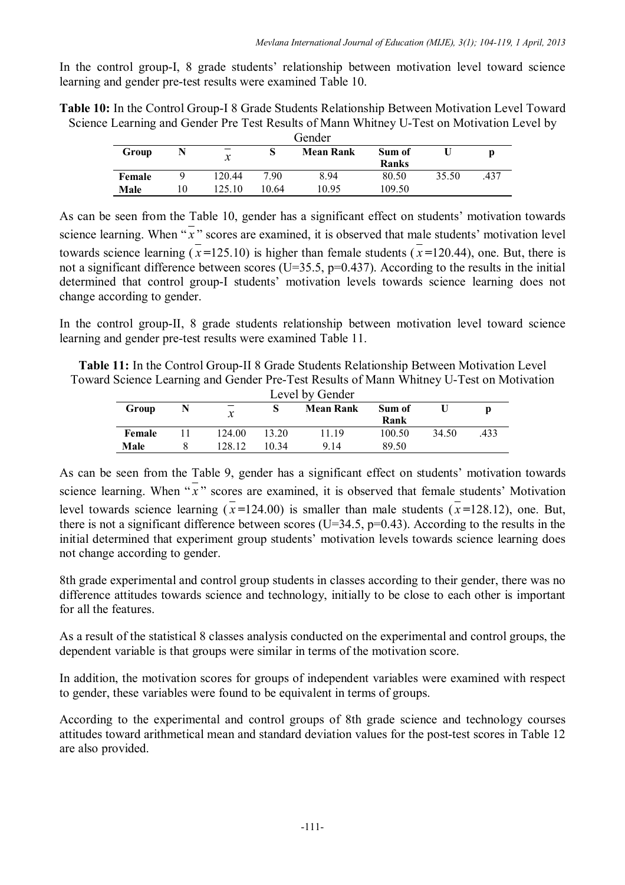In the control group-I, 8 grade students' relationship between motivation level toward science learning and gender pre-test results were examined Table 10.

**Table 10:** In the Control Group-I 8 Grade Students Relationship Between Motivation Level Toward Science Learning and Gender Pre Test Results of Mann Whitney U-Test on Motivation Level by Gender

| Group | N | $\bar{x}$ | S | Mean Rank | Sum of Ranks | U | p |
|---|---|---|---|---|---|---|---|
| Female | 9 | 120.44 | 7.90 | 8.94 | 80.50 | 35.50 | .437 |
| Male | 10 | 125.10 | 10.64 | 10.95 | 109.50 | | |

As can be seen from the Table 10, gender has a significant effect on students' motivation towards science learning. When "$\bar{x}$" scores are examined, it is observed that male students' motivation level towards science learning ($\bar{x}$=125.10) is higher than female students ($\bar{x}$=120.44), one. But, there is not a significant difference between scores (U=35.5, p=0.437). According to the results in the initial determined that control group-I students' motivation levels towards science learning does not change according to gender.

In the control group-II, 8 grade students relationship between motivation level toward science learning and gender pre-test results were examined Table 11.

**Table 11:** In the Control Group-II 8 Grade Students Relationship Between Motivation Level Toward Science Learning and Gender Pre-Test Results of Mann Whitney U-Test on Motivation Level by Gender

| Group | N | $\bar{x}$ | S | Mean Rank | Sum of Rank | U | p |
|---|---|---|---|---|---|---|---|
| Female | 11 | 124.00 | 13.20 | 11.19 | 100.50 | 34.50 | .433 |
| Male | 8 | 128.12 | 10.34 | 9.14 | 89.50 | | |

As can be seen from the Table 9, gender has a significant effect on students' motivation towards science learning. When "$\bar{x}$" scores are examined, it is observed that female students' Motivation level towards science learning ($\bar{x}$=124.00) is smaller than male students ($\bar{x}$=128.12), one. But, there is not a significant difference between scores (U=34.5, p=0.43). According to the results in the initial determined that experiment group students' motivation levels towards science learning does not change according to gender.

8th grade experimental and control group students in classes according to their gender, there was no difference attitudes towards science and technology, initially to be close to each other is important for all the features.

As a result of the statistical 8 classes analysis conducted on the experimental and control groups, the dependent variable is that groups were similar in terms of the motivation score.

In addition, the motivation scores for groups of independent variables were examined with respect to gender, these variables were found to be equivalent in terms of groups.

According to the experimental and control groups of 8th grade science and technology courses attitudes toward arithmetical mean and standard deviation values for the post-test scores in Table 12 are also provided.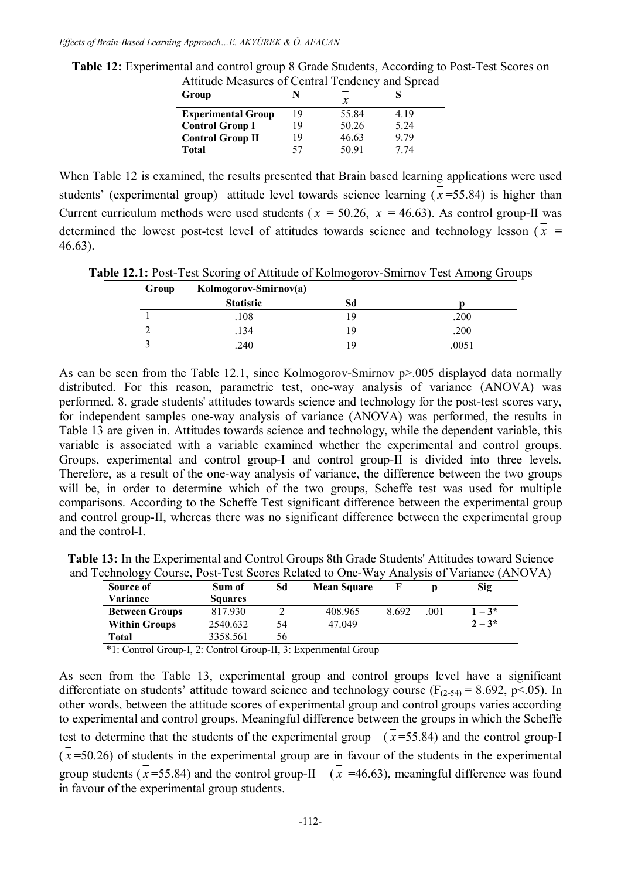**Table 12:** Experimental and control group 8 Grade Students, According to Post-Test Scores on Attitude Measures of Central Tendency and Spread

| Group | N | $\bar{x}$ | S |
|---|---|---|---|
| **Experimental Group** | 19 | 55.84 | 4.19 |
| **Control Group I** | 19 | 50.26 | 5.24 |
| **Control Group II** | 19 | 46.63 | 9.79 |
| **Total** | 57 | 50.91 | 7.74 |

When Table 12 is examined, the results presented that Brain based learning applications were used students' (experimental group) attitude level towards science learning ($\bar{x}$=55.84) is higher than Current curriculum methods were used students ($\bar{x}$ = 50.26, $\bar{x}$ = 46.63). As control group-II was determined the lowest post-test level of attitudes towards science and technology lesson ($\bar{x}$ = 46.63).

**Table 12.1:** Post-Test Scoring of Attitude of Kolmogorov-Smirnov Test Among Groups

| Group | Kolmogorov-Smirnov(a) | | |
|---|---|---|---|
| | **Statistic** | **Sd** | **p** |
| 1 | .108 | 19 | .200 |
| 2 | .134 | 19 | .200 |
| 3 | .240 | 19 | .0051 |

As can be seen from the Table 12.1, since Kolmogorov-Smirnov p>.005 displayed data normally distributed. For this reason, parametric test, one-way analysis of variance (ANOVA) was performed. 8. grade students' attitudes towards science and technology for the post-test scores vary, for independent samples one-way analysis of variance (ANOVA) was performed, the results in Table 13 are given in. Attitudes towards science and technology, while the dependent variable, this variable is associated with a variable examined whether the experimental and control groups. Groups, experimental and control group-I and control group-II is divided into three levels. Therefore, as a result of the one-way analysis of variance, the difference between the two groups will be, in order to determine which of the two groups, Scheffe test was used for multiple comparisons. According to the Scheffe Test significant difference between the experimental group and control group-II, whereas there was no significant difference between the experimental group and the control-I.

**Table 13:** In the Experimental and Control Groups 8th Grade Students' Attitudes toward Science and Technology Course, Post-Test Scores Related to One-Way Analysis of Variance (ANOVA)

| Source of Variance | Sum of Squares | Sd | Mean Square | F | p | Sig |
|---|---|---|---|---|---|---|
| **Between Groups** | 817.930 | 2 | 408.965 | 8.692 | .001 | **1 – 3*** |
| **Within Groups** | 2540.632 | 54 | 47.049 | | | **2 – 3*** |
| **Total** | 3358.561 | 56 | | | | |

*1: Control Group-I, 2: Control Group-II, 3: Experimental Group

As seen from the Table 13, experimental group and control groups level have a significant differentiate on students' attitude toward science and technology course ($F_{(2-54)}$ = 8.692, p<.05). In other words, between the attitude scores of experimental group and control groups varies according to experimental and control groups. Meaningful difference between the groups in which the Scheffe test to determine that the students of the experimental group ($\bar{x}$=55.84) and the control group-I ($\bar{x}$=50.26) of students in the experimental group are in favour of the students in the experimental group students ($\bar{x}$=55.84) and the control group-II ($\bar{x}$ =46.63), meaningful difference was found in favour of the experimental group students.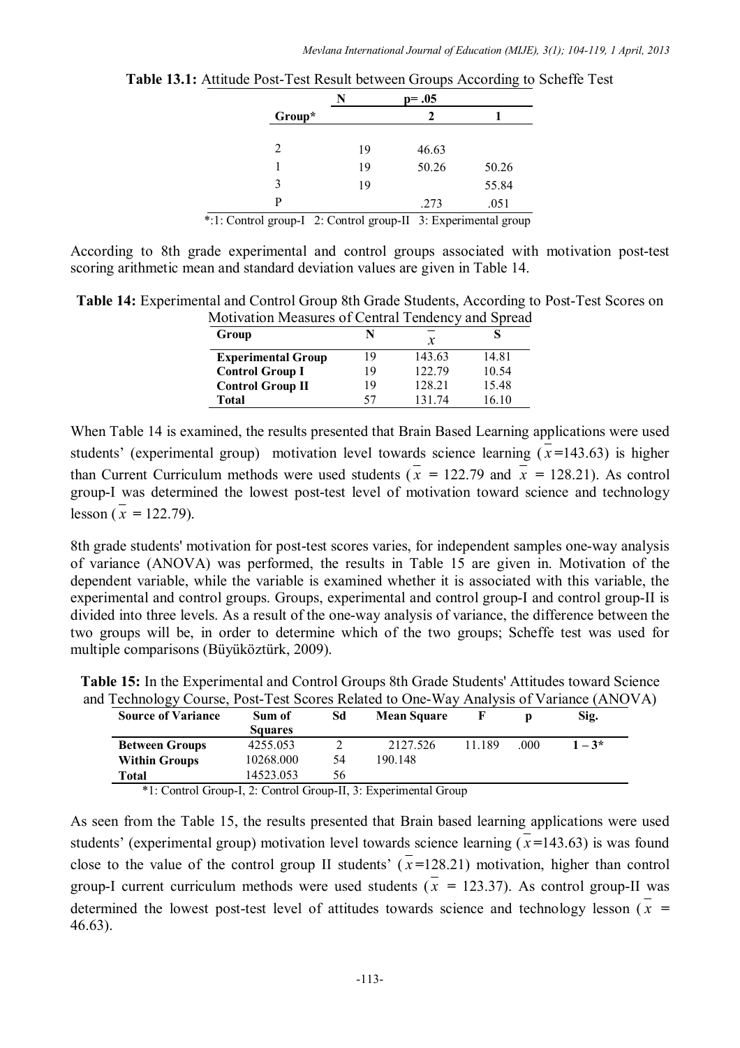**Table 13.1:** Attitude Post-Test Result between Groups According to Scheffe Test

| Group* | N | p= .05 2 | 1 |
|---|---|---|---|
| 2 | 19 | 46.63 | |
| 1 | 19 | 50.26 | 50.26 |
| 3 | 19 | | 55.84 |
| P | | .273 | .051 |

*:1: Control group-I 2: Control group-II 3: Experimental group

According to 8th grade experimental and control groups associated with motivation post-test scoring arithmetic mean and standard deviation values are given in Table 14.

**Table 14:** Experimental and Control Group 8th Grade Students, According to Post-Test Scores on Motivation Measures of Central Tendency and Spread

| Group | N | $\bar{x}$ | S |
|---|---|---|---|
| **Experimental Group** | 19 | 143.63 | 14.81 |
| **Control Group I** | 19 | 122.79 | 10.54 |
| **Control Group II** | 19 | 128.21 | 15.48 |
| **Total** | 57 | 131.74 | 16.10 |

When Table 14 is examined, the results presented that Brain Based Learning applications were used students' (experimental group) motivation level towards science learning ($\bar{x}$=143.63) is higher than Current Curriculum methods were used students ($\bar{x}$ = 122.79 and $\bar{x}$ = 128.21). As control group-I was determined the lowest post-test level of motivation toward science and technology lesson ($\bar{x}$ = 122.79).

8th grade students' motivation for post-test scores varies, for independent samples one-way analysis of variance (ANOVA) was performed, the results in Table 15 are given in. Motivation of the dependent variable, while the variable is examined whether it is associated with this variable, the experimental and control groups. Groups, experimental and control group-I and control group-II is divided into three levels. As a result of the one-way analysis of variance, the difference between the two groups will be, in order to determine which of the two groups; Scheffe test was used for multiple comparisons (Büyüköztürk, 2009).

**Table 15:** In the Experimental and Control Groups 8th Grade Students' Attitudes toward Science and Technology Course, Post-Test Scores Related to One-Way Analysis of Variance (ANOVA)

| Source of Variance | Sum of Squares | Sd | Mean Square | F | p | Sig. |
|---|---|---|---|---|---|---|
| **Between Groups** | 4255.053 | 2 | 2127.526 | 11.189 | .000 | **1 – 3*** |
| **Within Groups** | 10268.000 | 54 | 190.148 | | | |
| **Total** | 14523.053 | 56 | | | | |

*1: Control Group-I, 2: Control Group-II, 3: Experimental Group

As seen from the Table 15, the results presented that Brain based learning applications were used students' (experimental group) motivation level towards science learning ($\bar{x}$=143.63) is was found close to the value of the control group II students' ($\bar{x}$=128.21) motivation, higher than control group-I current curriculum methods were used students ($\bar{x}$ = 123.37). As control group-II was determined the lowest post-test level of attitudes towards science and technology lesson ($\bar{x}$ = 46.63).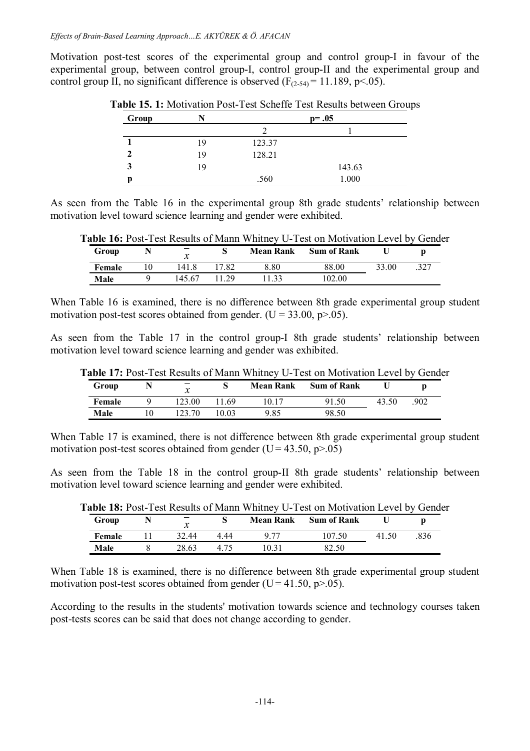Motivation post-test scores of the experimental group and control group-I in favour of the experimental group, between control group-I, control group-II and the experimental group and control group II, no significant difference is observed ($F_{(2\text{-}54)} = 11.189$, $p<.05$).

**Table 15. 1:** Motivation Post-Test Scheffe Test Results between Groups

| Group | N | p= .05 | |
|---|---|---|---|
| | | 2 | 1 |
| **1** | 19 | 123.37 | |
| **2** | 19 | 128.21 | |
| **3** | 19 | | 143.63 |
| **p** | | .560 | 1.000 |

As seen from the Table 16 in the experimental group 8th grade students' relationship between motivation level toward science learning and gender were exhibited.

**Table 16:** Post-Test Results of Mann Whitney U-Test on Motivation Level by Gender

| Group | N | $\bar{x}$ | S | Mean Rank | Sum of Rank | U | p |
|---|---|---|---|---|---|---|---|
| **Female** | 10 | 141.8 | 17.82 | 8.80 | 88.00 | 33.00 | .327 |
| **Male** | 9 | 145.67 | 11.29 | 11.33 | 102.00 | | |

When Table 16 is examined, there is no difference between 8th grade experimental group student motivation post-test scores obtained from gender. ($U = 33.00$, $p>.05$).

As seen from the Table 17 in the control group-I 8th grade students' relationship between motivation level toward science learning and gender was exhibited.

**Table 17:** Post-Test Results of Mann Whitney U-Test on Motivation Level by Gender

| Group | N | $\bar{x}$ | S | Mean Rank | Sum of Rank | U | p |
|---|---|---|---|---|---|---|---|
| **Female** | 9 | 123.00 | 11.69 | 10.17 | 91.50 | 43.50 | .902 |
| **Male** | 10 | 123.70 | 10.03 | 9.85 | 98.50 | | |

When Table 17 is examined, there is not difference between 8th grade experimental group student motivation post-test scores obtained from gender ($U = 43.50$, $p>.05$)

As seen from the Table 18 in the control group-II 8th grade students' relationship between motivation level toward science learning and gender were exhibited.

**Table 18:** Post-Test Results of Mann Whitney U-Test on Motivation Level by Gender

| Group | N | $\bar{x}$ | S | Mean Rank | Sum of Rank | U | p |
|---|---|---|---|---|---|---|---|
| **Female** | 11 | 32.44 | 4.44 | 9.77 | 107.50 | 41.50 | .836 |
| **Male** | 8 | 28.63 | 4.75 | 10.31 | 82.50 | | |

When Table 18 is examined, there is no difference between 8th grade experimental group student motivation post-test scores obtained from gender ($U = 41.50$, $p>.05$).

According to the results in the students' motivation towards science and technology courses taken post-tests scores can be said that does not change according to gender.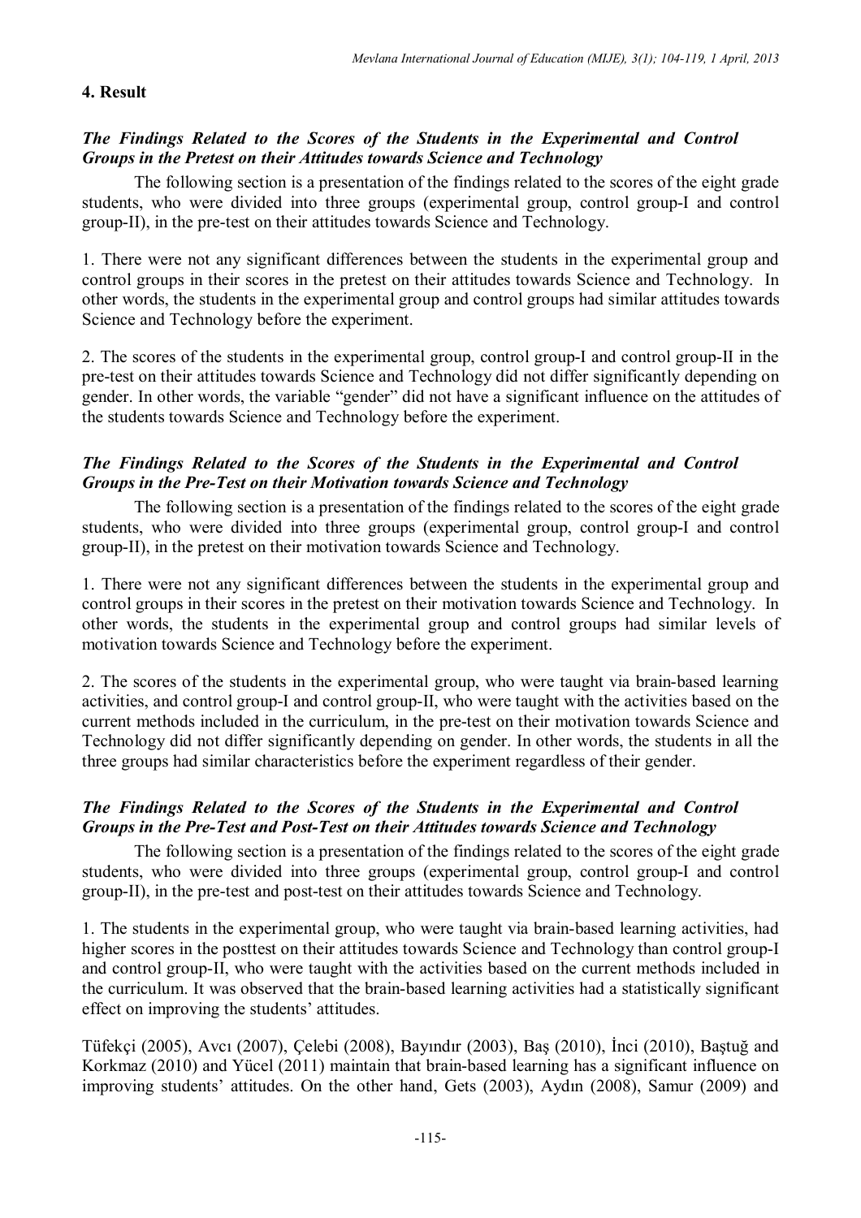## 4. Result

### *The Findings Related to the Scores of the Students in the Experimental and Control Groups in the Pretest on their Attitudes towards Science and Technology*

The following section is a presentation of the findings related to the scores of the eight grade students, who were divided into three groups (experimental group, control group-I and control group-II), in the pre-test on their attitudes towards Science and Technology.

1. There were not any significant differences between the students in the experimental group and control groups in their scores in the pretest on their attitudes towards Science and Technology. In other words, the students in the experimental group and control groups had similar attitudes towards Science and Technology before the experiment.

2. The scores of the students in the experimental group, control group-I and control group-II in the pre-test on their attitudes towards Science and Technology did not differ significantly depending on gender. In other words, the variable "gender" did not have a significant influence on the attitudes of the students towards Science and Technology before the experiment.

### *The Findings Related to the Scores of the Students in the Experimental and Control Groups in the Pre-Test on their Motivation towards Science and Technology*

The following section is a presentation of the findings related to the scores of the eight grade students, who were divided into three groups (experimental group, control group-I and control group-II), in the pretest on their motivation towards Science and Technology.

1. There were not any significant differences between the students in the experimental group and control groups in their scores in the pretest on their motivation towards Science and Technology. In other words, the students in the experimental group and control groups had similar levels of motivation towards Science and Technology before the experiment.

2. The scores of the students in the experimental group, who were taught via brain-based learning activities, and control group-I and control group-II, who were taught with the activities based on the current methods included in the curriculum, in the pre-test on their motivation towards Science and Technology did not differ significantly depending on gender. In other words, the students in all the three groups had similar characteristics before the experiment regardless of their gender.

### *The Findings Related to the Scores of the Students in the Experimental and Control Groups in the Pre-Test and Post-Test on their Attitudes towards Science and Technology*

The following section is a presentation of the findings related to the scores of the eight grade students, who were divided into three groups (experimental group, control group-I and control group-II), in the pre-test and post-test on their attitudes towards Science and Technology.

1. The students in the experimental group, who were taught via brain-based learning activities, had higher scores in the posttest on their attitudes towards Science and Technology than control group-I and control group-II, who were taught with the activities based on the current methods included in the curriculum. It was observed that the brain-based learning activities had a statistically significant effect on improving the students' attitudes.

Tüfekçi (2005), Avcı (2007), Çelebi (2008), Bayındır (2003), Baş (2010), İnci (2010), Baştuğ and Korkmaz (2010) and Yücel (2011) maintain that brain-based learning has a significant influence on improving students' attitudes. On the other hand, Gets (2003), Aydın (2008), Samur (2009) and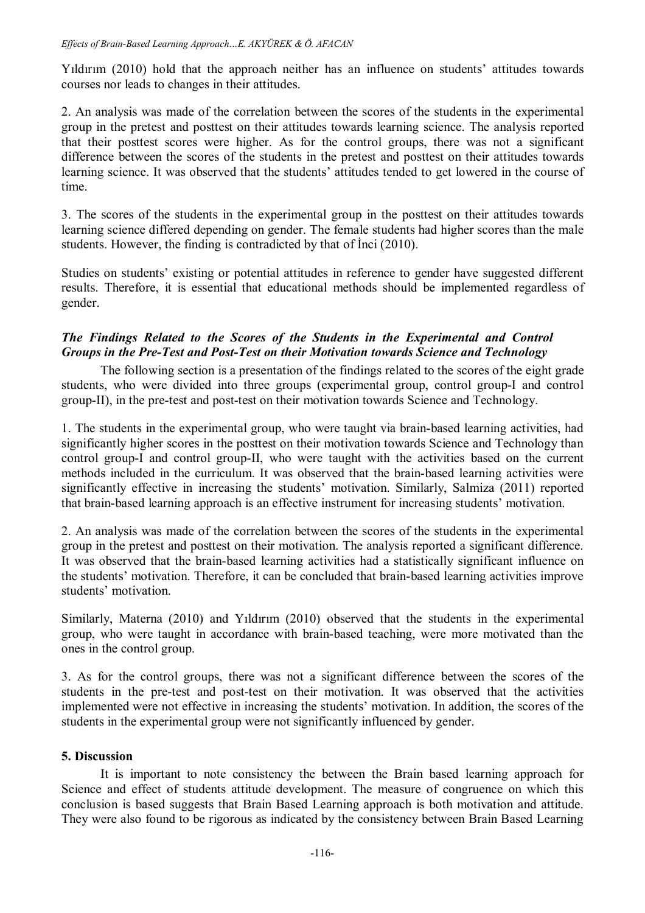Yıldırım (2010) hold that the approach neither has an influence on students' attitudes towards courses nor leads to changes in their attitudes.

2. An analysis was made of the correlation between the scores of the students in the experimental group in the pretest and posttest on their attitudes towards learning science. The analysis reported that their posttest scores were higher. As for the control groups, there was not a significant difference between the scores of the students in the pretest and posttest on their attitudes towards learning science. It was observed that the students' attitudes tended to get lowered in the course of time.

3. The scores of the students in the experimental group in the posttest on their attitudes towards learning science differed depending on gender. The female students had higher scores than the male students. However, the finding is contradicted by that of İnci (2010).

Studies on students' existing or potential attitudes in reference to gender have suggested different results. Therefore, it is essential that educational methods should be implemented regardless of gender.

### *The Findings Related to the Scores of the Students in the Experimental and Control Groups in the Pre-Test and Post-Test on their Motivation towards Science and Technology*

The following section is a presentation of the findings related to the scores of the eight grade students, who were divided into three groups (experimental group, control group-I and control group-II), in the pre-test and post-test on their motivation towards Science and Technology.

1. The students in the experimental group, who were taught via brain-based learning activities, had significantly higher scores in the posttest on their motivation towards Science and Technology than control group-I and control group-II, who were taught with the activities based on the current methods included in the curriculum. It was observed that the brain-based learning activities were significantly effective in increasing the students' motivation. Similarly, Salmiza (2011) reported that brain-based learning approach is an effective instrument for increasing students' motivation.

2. An analysis was made of the correlation between the scores of the students in the experimental group in the pretest and posttest on their motivation. The analysis reported a significant difference. It was observed that the brain-based learning activities had a statistically significant influence on the students' motivation. Therefore, it can be concluded that brain-based learning activities improve students' motivation.

Similarly, Materna (2010) and Yıldırım (2010) observed that the students in the experimental group, who were taught in accordance with brain-based teaching, were more motivated than the ones in the control group.

3. As for the control groups, there was not a significant difference between the scores of the students in the pre-test and post-test on their motivation. It was observed that the activities implemented were not effective in increasing the students' motivation. In addition, the scores of the students in the experimental group were not significantly influenced by gender.

## 5. Discussion

It is important to note consistency the between the Brain based learning approach for Science and effect of students attitude development. The measure of congruence on which this conclusion is based suggests that Brain Based Learning approach is both motivation and attitude. They were also found to be rigorous as indicated by the consistency between Brain Based Learning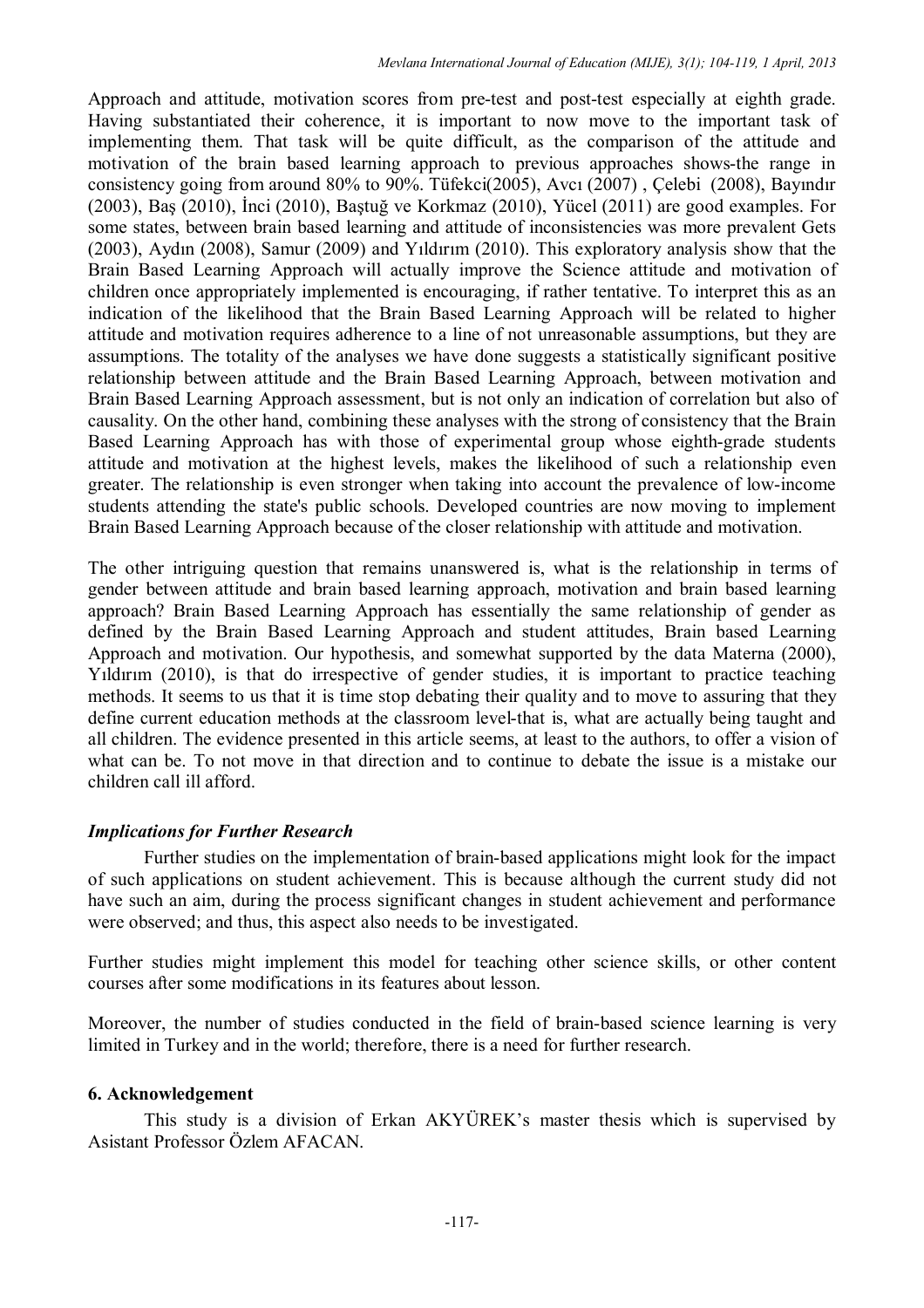Approach and attitude, motivation scores from pre-test and post-test especially at eighth grade. Having substantiated their coherence, it is important to now move to the important task of implementing them. That task will be quite difficult, as the comparison of the attitude and motivation of the brain based learning approach to previous approaches shows-the range in consistency going from around 80% to 90%. Tüfekci(2005), Avcı (2007) , Çelebi (2008), Bayındır (2003), Baş (2010), İnci (2010), Baştuğ ve Korkmaz (2010), Yücel (2011) are good examples. For some states, between brain based learning and attitude of inconsistencies was more prevalent Gets (2003), Aydın (2008), Samur (2009) and Yıldırım (2010). This exploratory analysis show that the Brain Based Learning Approach will actually improve the Science attitude and motivation of children once appropriately implemented is encouraging, if rather tentative. To interpret this as an indication of the likelihood that the Brain Based Learning Approach will be related to higher attitude and motivation requires adherence to a line of not unreasonable assumptions, but they are assumptions. The totality of the analyses we have done suggests a statistically significant positive relationship between attitude and the Brain Based Learning Approach, between motivation and Brain Based Learning Approach assessment, but is not only an indication of correlation but also of causality. On the other hand, combining these analyses with the strong of consistency that the Brain Based Learning Approach has with those of experimental group whose eighth-grade students attitude and motivation at the highest levels, makes the likelihood of such a relationship even greater. The relationship is even stronger when taking into account the prevalence of low-income students attending the state's public schools. Developed countries are now moving to implement Brain Based Learning Approach because of the closer relationship with attitude and motivation.

The other intriguing question that remains unanswered is, what is the relationship in terms of gender between attitude and brain based learning approach, motivation and brain based learning approach? Brain Based Learning Approach has essentially the same relationship of gender as defined by the Brain Based Learning Approach and student attitudes, Brain based Learning Approach and motivation. Our hypothesis, and somewhat supported by the data Materna (2000), Yıldırım (2010), is that do irrespective of gender studies, it is important to practice teaching methods. It seems to us that it is time stop debating their quality and to move to assuring that they define current education methods at the classroom level-that is, what are actually being taught and all children. The evidence presented in this article seems, at least to the authors, to offer a vision of what can be. To not move in that direction and to continue to debate the issue is a mistake our children call ill afford.

### *Implications for Further Research*

Further studies on the implementation of brain-based applications might look for the impact of such applications on student achievement. This is because although the current study did not have such an aim, during the process significant changes in student achievement and performance were observed; and thus, this aspect also needs to be investigated.

Further studies might implement this model for teaching other science skills, or other content courses after some modifications in its features about lesson.

Moreover, the number of studies conducted in the field of brain-based science learning is very limited in Turkey and in the world; therefore, there is a need for further research.

## 6. Acknowledgement

This study is a division of Erkan AKYÜREK's master thesis which is supervised by Asistant Professor Özlem AFACAN.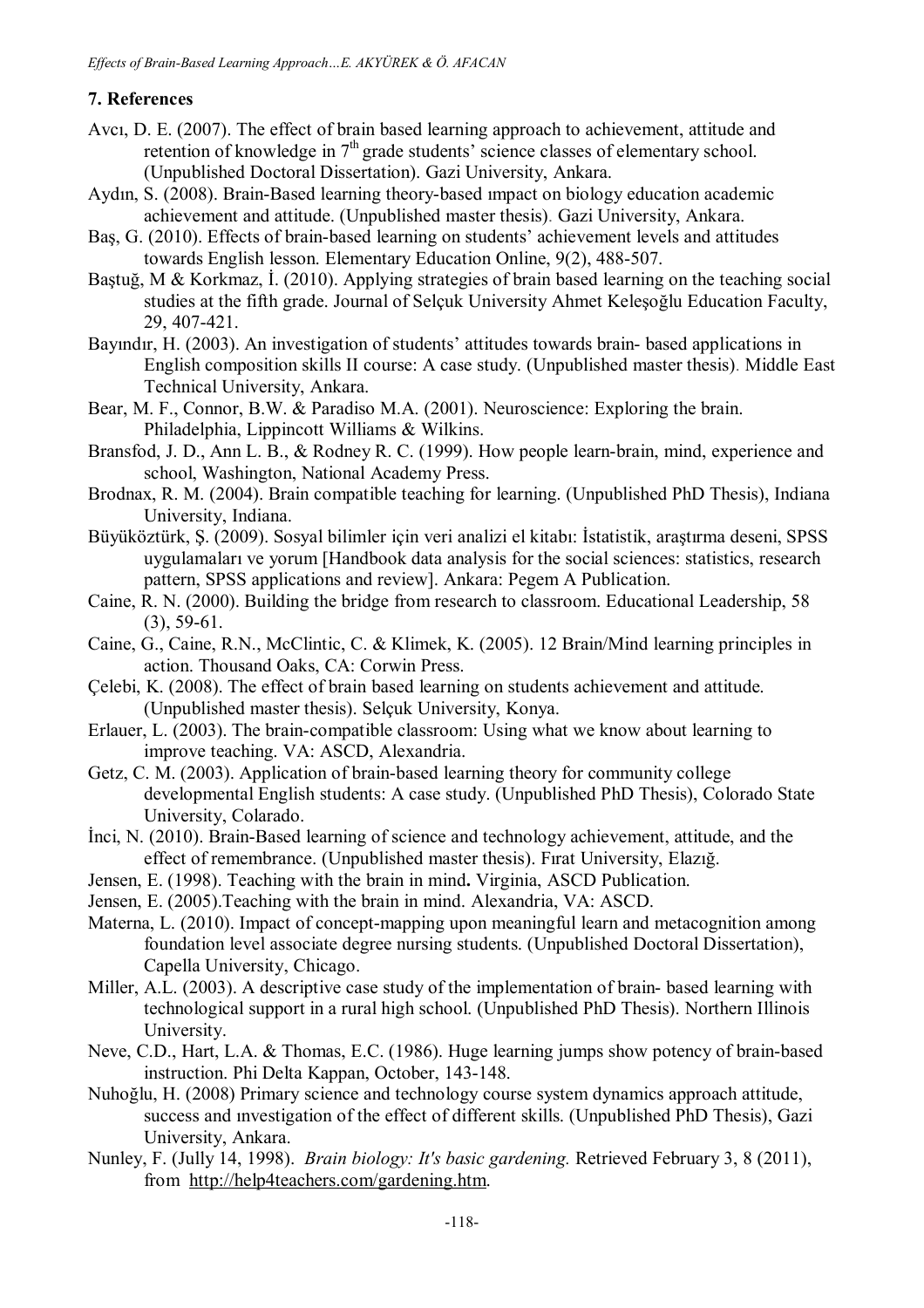## 7. References

Avcı, D. E. (2007). The effect of brain based learning approach to achievement, attitude and retention of knowledge in 7th grade students' science classes of elementary school. (Unpublished Doctoral Dissertation). Gazi University, Ankara.

Aydın, S. (2008). Brain-Based learning theory-based ımpact on biology education academic achievement and attitude. (Unpublished master thesis). Gazi University, Ankara.

Baş, G. (2010). Effects of brain-based learning on students' achievement levels and attitudes towards English lesson. Elementary Education Online, 9(2), 488-507.

Baştuğ, M & Korkmaz, İ. (2010). Applying strategies of brain based learning on the teaching social studies at the fifth grade. Journal of Selçuk University Ahmet Keleşoğlu Education Faculty, 29, 407-421.

Bayındır, H. (2003). An investigation of students' attitudes towards brain- based applications in English composition skills II course: A case study. (Unpublished master thesis). Middle East Technical University, Ankara.

Bear, M. F., Connor, B.W. & Paradiso M.A. (2001). Neuroscience: Exploring the brain. Philadelphia, Lippincott Williams & Wilkins.

Bransfod, J. D., Ann L. B., & Rodney R. C. (1999). How people learn-brain, mind, experience and school, Washington, National Academy Press.

Brodnax, R. M. (2004). Brain compatible teaching for learning. (Unpublished PhD Thesis), Indiana University, Indiana.

Büyüköztürk, Ş. (2009). Sosyal bilimler için veri analizi el kitabı: İstatistik, araştırma deseni, SPSS uygulamaları ve yorum [Handbook data analysis for the social sciences: statistics, research pattern, SPSS applications and review]. Ankara: Pegem A Publication.

Caine, R. N. (2000). Building the bridge from research to classroom. Educational Leadership, 58 (3), 59-61.

Caine, G., Caine, R.N., McClintic, C. & Klimek, K. (2005). 12 Brain/Mind learning principles in action. Thousand Oaks, CA: Corwin Press.

Çelebi, K. (2008). The effect of brain based learning on students achievement and attitude. (Unpublished master thesis). Selçuk University, Konya.

Erlauer, L. (2003). The brain-compatible classroom: Using what we know about learning to improve teaching. VA: ASCD, Alexandria.

Getz, C. M. (2003). Application of brain-based learning theory for community college developmental English students: A case study. (Unpublished PhD Thesis), Colorado State University, Colarado.

İnci, N. (2010). Brain-Based learning of science and technology achievement, attitude, and the effect of remembrance. (Unpublished master thesis). Fırat University, Elazığ.

Jensen, E. (1998). Teaching with the brain in mind**.** Virginia, ASCD Publication.

Jensen, E. (2005).Teaching with the brain in mind. Alexandria, VA: ASCD.

Materna, L. (2010). Impact of concept-mapping upon meaningful learn and metacognition among foundation level associate degree nursing students. (Unpublished Doctoral Dissertation), Capella University, Chicago.

Miller, A.L. (2003). A descriptive case study of the implementation of brain- based learning with technological support in a rural high school. (Unpublished PhD Thesis). Northern Illinois University.

Neve, C.D., Hart, L.A. & Thomas, E.C. (1986). Huge learning jumps show potency of brain-based instruction. Phi Delta Kappan, October, 143-148.

Nuhoğlu, H. (2008) Primary science and technology course system dynamics approach attitude, success and ınvestigation of the effect of different skills. (Unpublished PhD Thesis), Gazi University, Ankara.

Nunley, F. (Jully 14, 1998). *Brain biology: It's basic gardening.* Retrieved February 3, 8 (2011), from http://help4teachers.com/gardening.htm.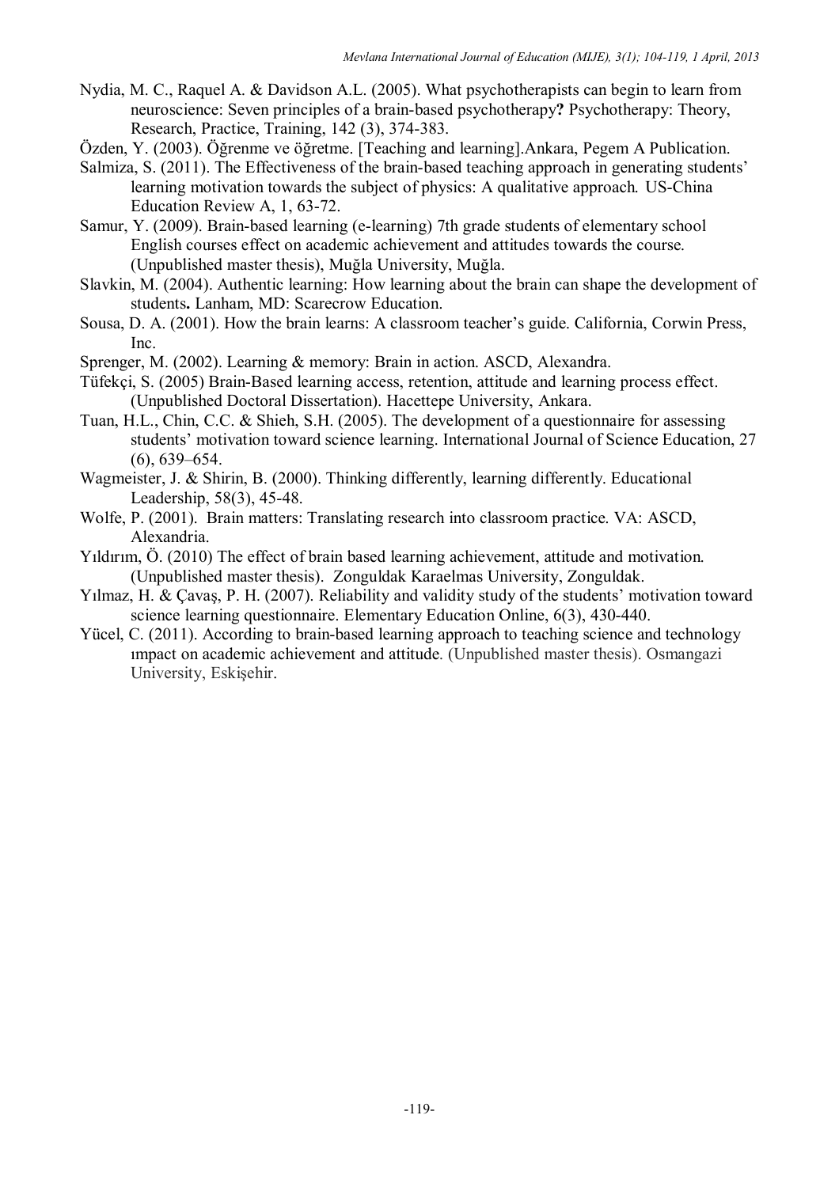Nydia, M. C., Raquel A. & Davidson A.L. (2005). What psychotherapists can begin to learn from neuroscience: Seven principles of a brain-based psychotherapy**?** Psychotherapy: Theory, Research, Practice, Training, 142 (3), 374-383.

Özden, Y. (2003). Öğrenme ve öğretme. [Teaching and learning].Ankara, Pegem A Publication.

Salmiza, S. (2011). The Effectiveness of the brain-based teaching approach in generating students' learning motivation towards the subject of physics: A qualitative approach. US-China Education Review A, 1, 63-72.

Samur, Y. (2009). Brain-based learning (e-learning) 7th grade students of elementary school English courses effect on academic achievement and attitudes towards the course. (Unpublished master thesis), Muğla University, Muğla.

Slavkin, M. (2004). Authentic learning: How learning about the brain can shape the development of students**.** Lanham, MD: Scarecrow Education.

Sousa, D. A. (2001). How the brain learns: A classroom teacher's guide. California, Corwin Press, Inc.

Sprenger, M. (2002). Learning & memory: Brain in action. ASCD, Alexandra.

Tüfekçi, S. (2005) Brain-Based learning access, retention, attitude and learning process effect. (Unpublished Doctoral Dissertation). Hacettepe University, Ankara.

Tuan, H.L., Chin, C.C. & Shieh, S.H. (2005). The development of a questionnaire for assessing students' motivation toward science learning. International Journal of Science Education, 27 (6), 639–654.

Wagmeister, J. & Shirin, B. (2000). Thinking differently, learning differently. Educational Leadership, 58(3), 45-48.

Wolfe, P. (2001). Brain matters: Translating research into classroom practice. VA: ASCD, Alexandria.

Yıldırım, Ö. (2010) The effect of brain based learning achievement, attitude and motivation. (Unpublished master thesis). Zonguldak Karaelmas University, Zonguldak.

Yılmaz, H. & Çavaş, P. H. (2007). Reliability and validity study of the students' motivation toward science learning questionnaire. Elementary Education Online, 6(3), 430-440.

Yücel, C. (2011). According to brain-based learning approach to teaching science and technology ımpact on academic achievement and attitude. (Unpublished master thesis). Osmangazi University, Eskişehir.